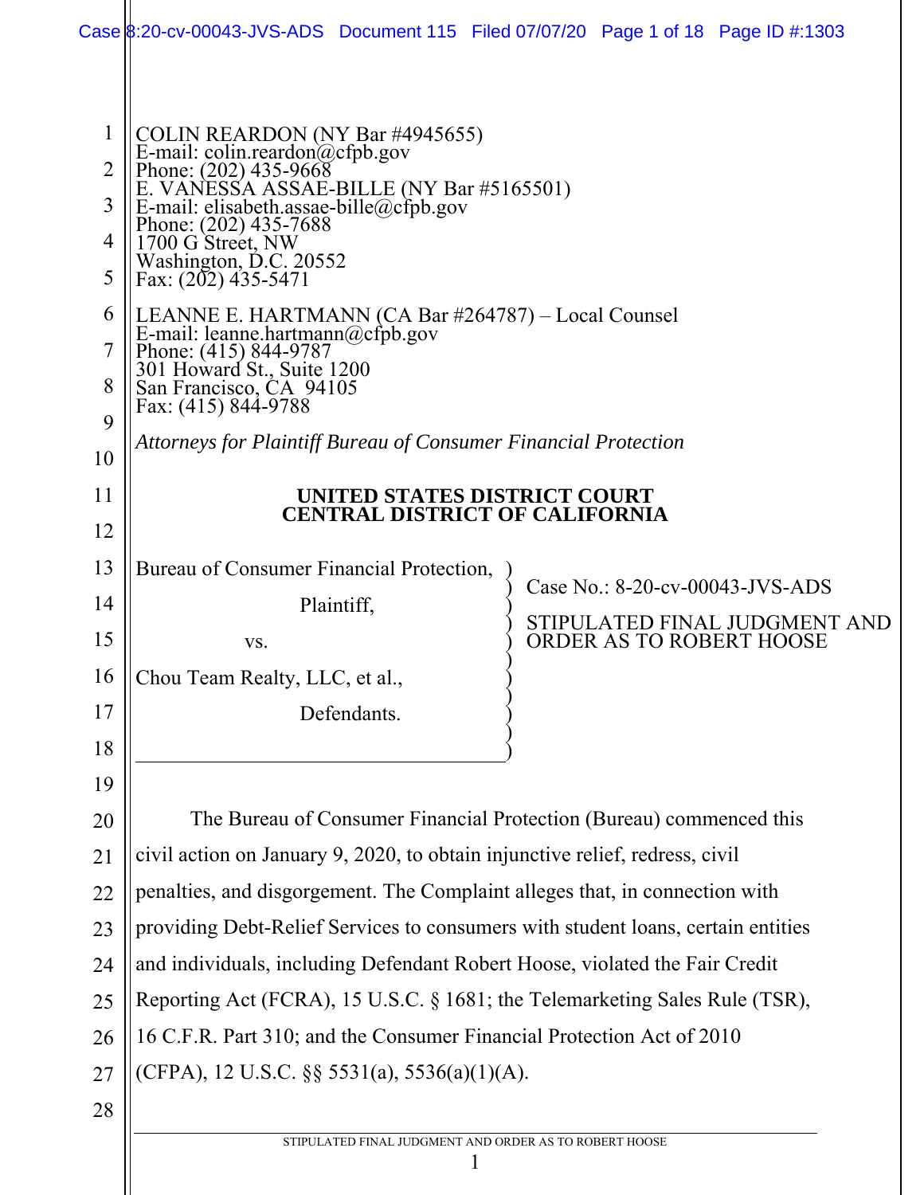COLIN REARDON (NY Bar #4945655)
E-mail: colin.reardon@cfpb.gov
Phone: (202) 435-9668
E. VANESSA ASSAE-BILLE (NY Bar #5165501)
E-mail: elisabeth.assae-bille@cfpb.gov
Phone: (202) 435-7688
1700 G Street, NW
Washington, D.C. 20552
Fax: (202) 435-5471

LEANNE E. HARTMANN (CA Bar #264787) – Local Counsel
E-mail: leanne.hartmann@cfpb.gov
Phone: (415) 844-9787
301 Howard St., Suite 1200
San Francisco, CA 94105
Fax: (415) 844-9788

*Attorneys for Plaintiff Bureau of Consumer Financial Protection*

**UNITED STATES DISTRICT COURT**
**CENTRAL DISTRICT OF CALIFORNIA**

Bureau of Consumer Financial Protection,

Plaintiff,

vs.

Chou Team Realty, LLC, et al.,

Defendants.

Case No.: 8-20-cv-00043-JVS-ADS

STIPULATED FINAL JUDGMENT AND ORDER AS TO ROBERT HOOSE

The Bureau of Consumer Financial Protection (Bureau) commenced this civil action on January 9, 2020, to obtain injunctive relief, redress, civil penalties, and disgorgement. The Complaint alleges that, in connection with providing Debt-Relief Services to consumers with student loans, certain entities and individuals, including Defendant Robert Hoose, violated the Fair Credit Reporting Act (FCRA), 15 U.S.C. § 1681; the Telemarketing Sales Rule (TSR), 16 C.F.R. Part 310; and the Consumer Financial Protection Act of 2010 (CFPA), 12 U.S.C. §§ 5531(a), 5536(a)(1)(A).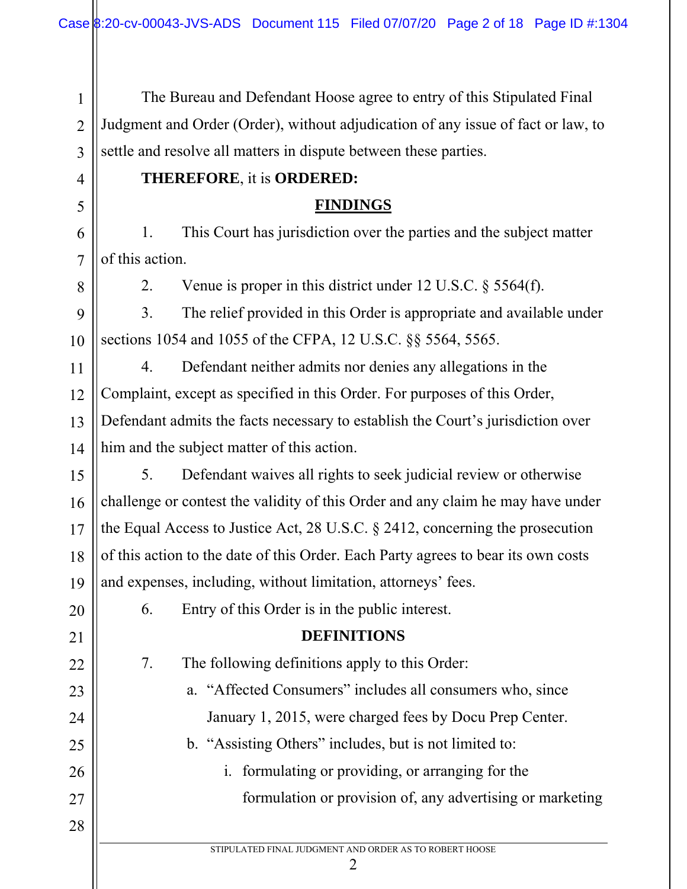The Bureau and Defendant Hoose agree to entry of this Stipulated Final Judgment and Order (Order), without adjudication of any issue of fact or law, to settle and resolve all matters in dispute between these parties.

**THEREFORE**, it is **ORDERED:**

## FINDINGS

1. This Court has jurisdiction over the parties and the subject matter of this action.

2. Venue is proper in this district under 12 U.S.C. § 5564(f).

3. The relief provided in this Order is appropriate and available under sections 1054 and 1055 of the CFPA, 12 U.S.C. §§ 5564, 5565.

4. Defendant neither admits nor denies any allegations in the Complaint, except as specified in this Order. For purposes of this Order, Defendant admits the facts necessary to establish the Court's jurisdiction over him and the subject matter of this action.

5. Defendant waives all rights to seek judicial review or otherwise challenge or contest the validity of this Order and any claim he may have under the Equal Access to Justice Act, 28 U.S.C. § 2412, concerning the prosecution of this action to the date of this Order. Each Party agrees to bear its own costs and expenses, including, without limitation, attorneys' fees.

6. Entry of this Order is in the public interest.

## DEFINITIONS

7. The following definitions apply to this Order:

   a. "Affected Consumers" includes all consumers who, since January 1, 2015, were charged fees by Docu Prep Center.

   b. "Assisting Others" includes, but is not limited to:

      i. formulating or providing, or arranging for the formulation or provision of, any advertising or marketing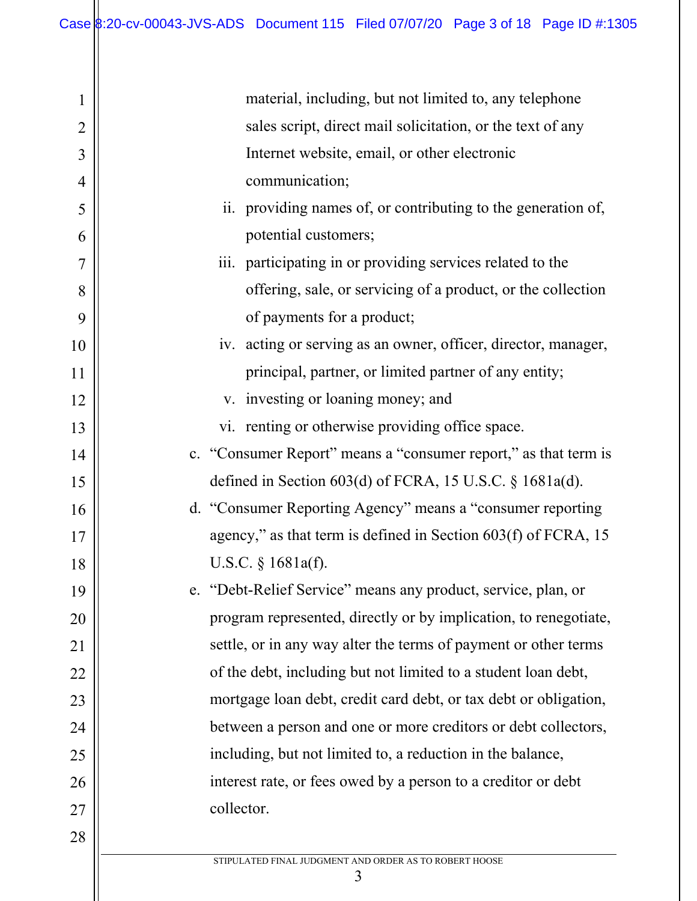material, including, but not limited to, any telephone sales script, direct mail solicitation, or the text of any Internet website, email, or other electronic communication;

ii. providing names of, or contributing to the generation of, potential customers;

iii. participating in or providing services related to the offering, sale, or servicing of a product, or the collection of payments for a product;

iv. acting or serving as an owner, officer, director, manager, principal, partner, or limited partner of any entity;

v. investing or loaning money; and

vi. renting or otherwise providing office space.

c. "Consumer Report" means a "consumer report," as that term is defined in Section 603(d) of FCRA, 15 U.S.C. § 1681a(d).

d. "Consumer Reporting Agency" means a "consumer reporting agency," as that term is defined in Section 603(f) of FCRA, 15 U.S.C. § 1681a(f).

e. "Debt-Relief Service" means any product, service, plan, or program represented, directly or by implication, to renegotiate, settle, or in any way alter the terms of payment or other terms of the debt, including but not limited to a student loan debt, mortgage loan debt, credit card debt, or tax debt or obligation, between a person and one or more creditors or debt collectors, including, but not limited to, a reduction in the balance, interest rate, or fees owed by a person to a creditor or debt collector.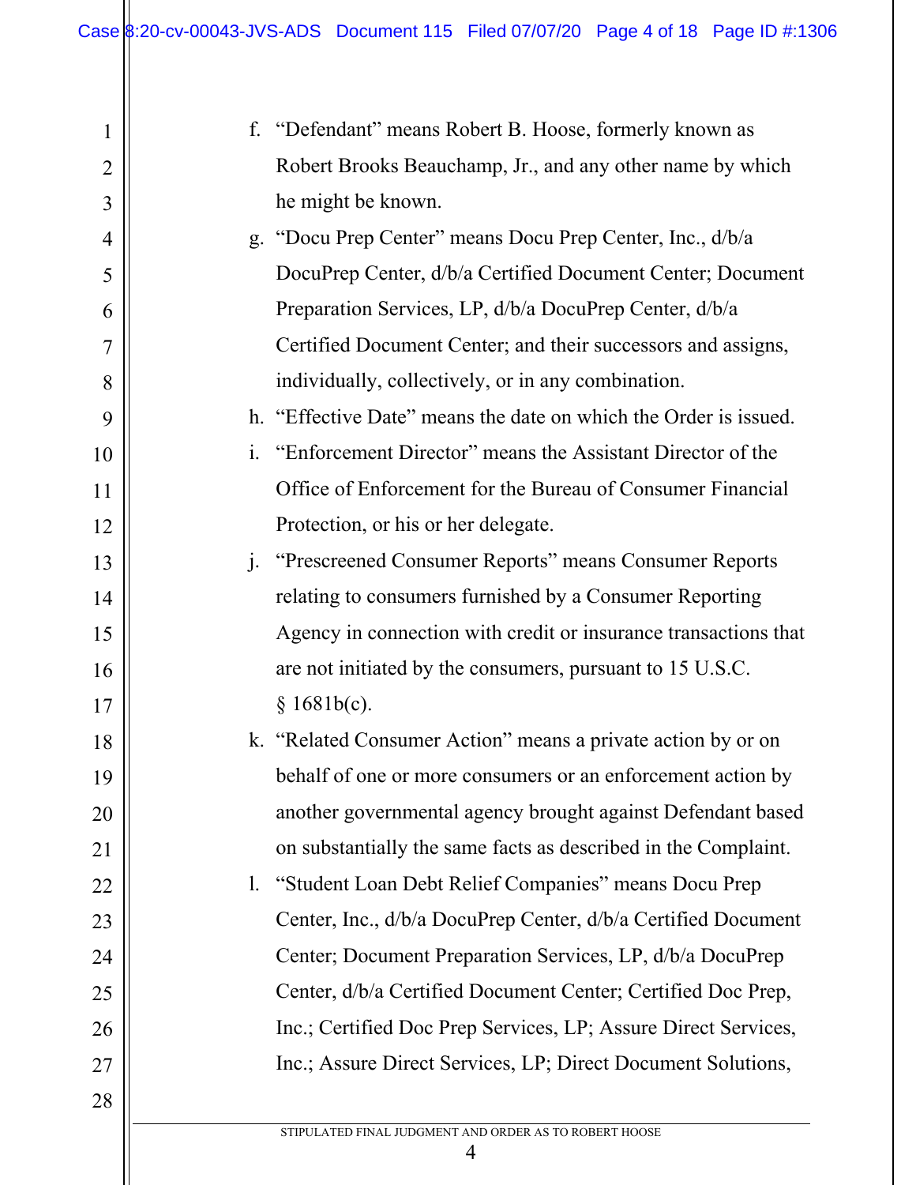f. "Defendant" means Robert B. Hoose, formerly known as Robert Brooks Beauchamp, Jr., and any other name by which he might be known.

g. "Docu Prep Center" means Docu Prep Center, Inc., d/b/a DocuPrep Center, d/b/a Certified Document Center; Document Preparation Services, LP, d/b/a DocuPrep Center, d/b/a Certified Document Center; and their successors and assigns, individually, collectively, or in any combination.

h. "Effective Date" means the date on which the Order is issued.

i. "Enforcement Director" means the Assistant Director of the Office of Enforcement for the Bureau of Consumer Financial Protection, or his or her delegate.

j. "Prescreened Consumer Reports" means Consumer Reports relating to consumers furnished by a Consumer Reporting Agency in connection with credit or insurance transactions that are not initiated by the consumers, pursuant to 15 U.S.C. § 1681b(c).

k. "Related Consumer Action" means a private action by or on behalf of one or more consumers or an enforcement action by another governmental agency brought against Defendant based on substantially the same facts as described in the Complaint.

l. "Student Loan Debt Relief Companies" means Docu Prep Center, Inc., d/b/a DocuPrep Center, d/b/a Certified Document Center; Document Preparation Services, LP, d/b/a DocuPrep Center, d/b/a Certified Document Center; Certified Doc Prep, Inc.; Certified Doc Prep Services, LP; Assure Direct Services, Inc.; Assure Direct Services, LP; Direct Document Solutions,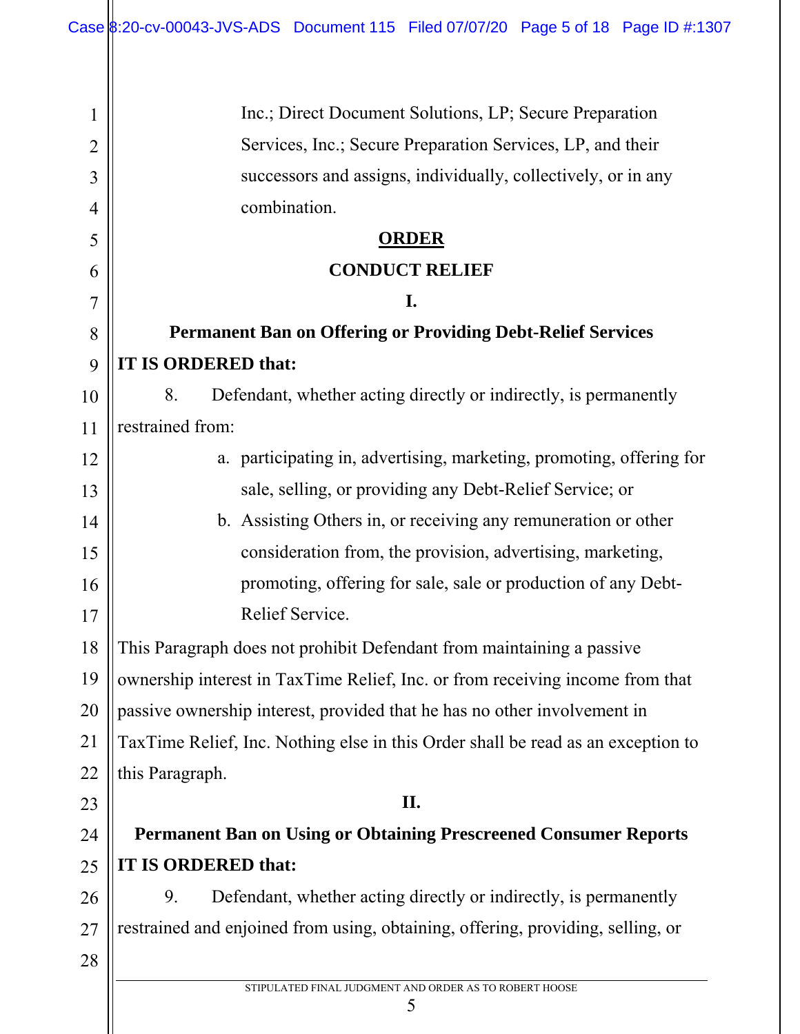Inc.; Direct Document Solutions, LP; Secure Preparation Services, Inc.; Secure Preparation Services, LP, and their successors and assigns, individually, collectively, or in any combination.

## ORDER

## CONDUCT RELIEF

### I.

### Permanent Ban on Offering or Providing Debt-Relief Services

**IT IS ORDERED that:**

8. Defendant, whether acting directly or indirectly, is permanently restrained from:

   a. participating in, advertising, marketing, promoting, offering for sale, selling, or providing any Debt-Relief Service; or

   b. Assisting Others in, or receiving any remuneration or other consideration from, the provision, advertising, marketing, promoting, offering for sale, sale or production of any Debt-Relief Service.

This Paragraph does not prohibit Defendant from maintaining a passive ownership interest in TaxTime Relief, Inc. or from receiving income from that passive ownership interest, provided that he has no other involvement in TaxTime Relief, Inc. Nothing else in this Order shall be read as an exception to this Paragraph.

### II.

### Permanent Ban on Using or Obtaining Prescreened Consumer Reports

**IT IS ORDERED that:**

9. Defendant, whether acting directly or indirectly, is permanently restrained and enjoined from using, obtaining, offering, providing, selling, or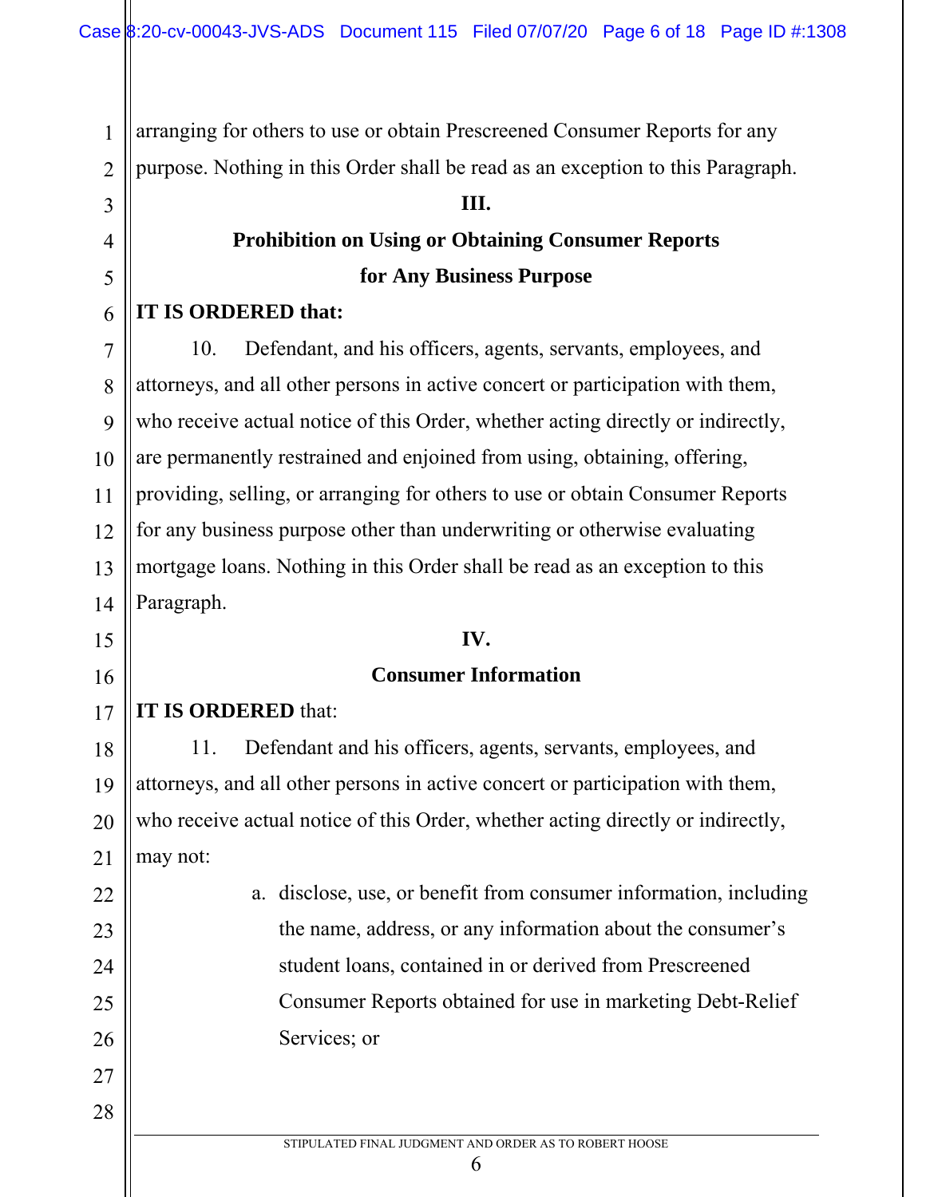arranging for others to use or obtain Prescreened Consumer Reports for any purpose. Nothing in this Order shall be read as an exception to this Paragraph.

## III.

## Prohibition on Using or Obtaining Consumer Reports for Any Business Purpose

**IT IS ORDERED that:**

10. Defendant, and his officers, agents, servants, employees, and attorneys, and all other persons in active concert or participation with them, who receive actual notice of this Order, whether acting directly or indirectly, are permanently restrained and enjoined from using, obtaining, offering, providing, selling, or arranging for others to use or obtain Consumer Reports for any business purpose other than underwriting or otherwise evaluating mortgage loans. Nothing in this Order shall be read as an exception to this Paragraph.

## IV.

## Consumer Information

**IT IS ORDERED** that:

11. Defendant and his officers, agents, servants, employees, and attorneys, and all other persons in active concert or participation with them, who receive actual notice of this Order, whether acting directly or indirectly, may not:

   a. disclose, use, or benefit from consumer information, including the name, address, or any information about the consumer's student loans, contained in or derived from Prescreened Consumer Reports obtained for use in marketing Debt-Relief Services; or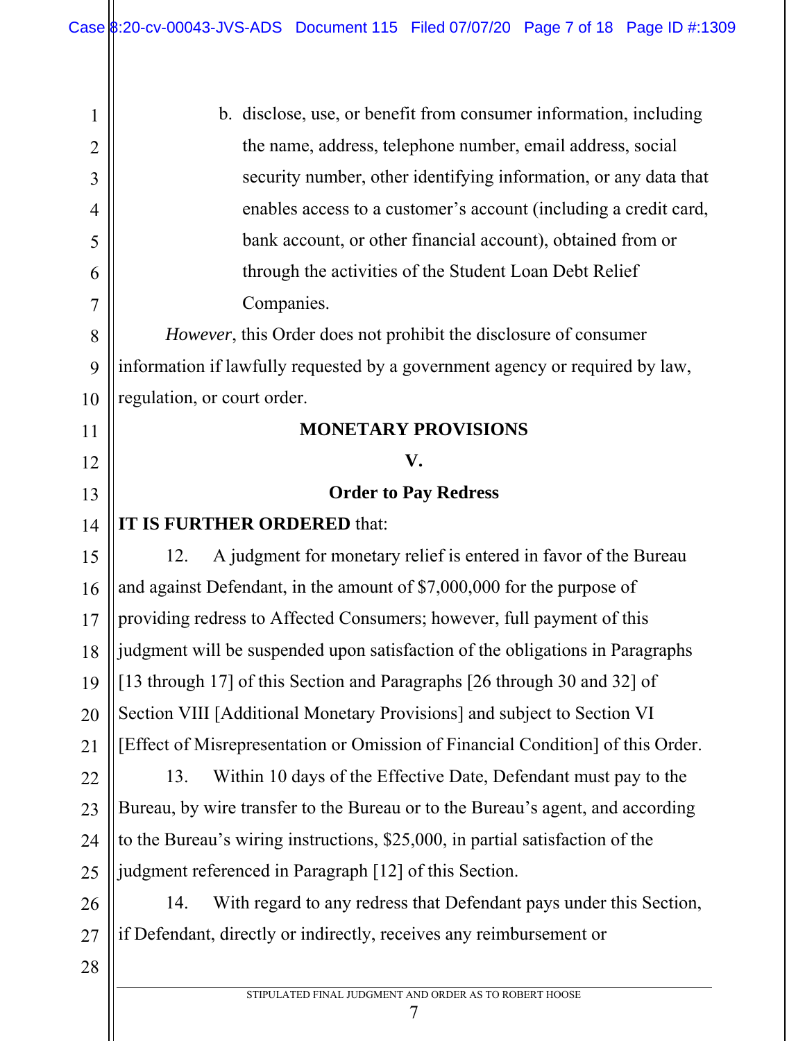b. disclose, use, or benefit from consumer information, including the name, address, telephone number, email address, social security number, other identifying information, or any data that enables access to a customer's account (including a credit card, bank account, or other financial account), obtained from or through the activities of the Student Loan Debt Relief Companies.

*However*, this Order does not prohibit the disclosure of consumer information if lawfully requested by a government agency or required by law, regulation, or court order.

## MONETARY PROVISIONS

### V.

### Order to Pay Redress

**IT IS FURTHER ORDERED** that:

12. A judgment for monetary relief is entered in favor of the Bureau and against Defendant, in the amount of $7,000,000 for the purpose of providing redress to Affected Consumers; however, full payment of this judgment will be suspended upon satisfaction of the obligations in Paragraphs [13 through 17] of this Section and Paragraphs [26 through 30 and 32] of Section VIII [Additional Monetary Provisions] and subject to Section VI [Effect of Misrepresentation or Omission of Financial Condition] of this Order.

13. Within 10 days of the Effective Date, Defendant must pay to the Bureau, by wire transfer to the Bureau or to the Bureau's agent, and according to the Bureau's wiring instructions, $25,000, in partial satisfaction of the judgment referenced in Paragraph [12] of this Section.

14. With regard to any redress that Defendant pays under this Section, if Defendant, directly or indirectly, receives any reimbursement or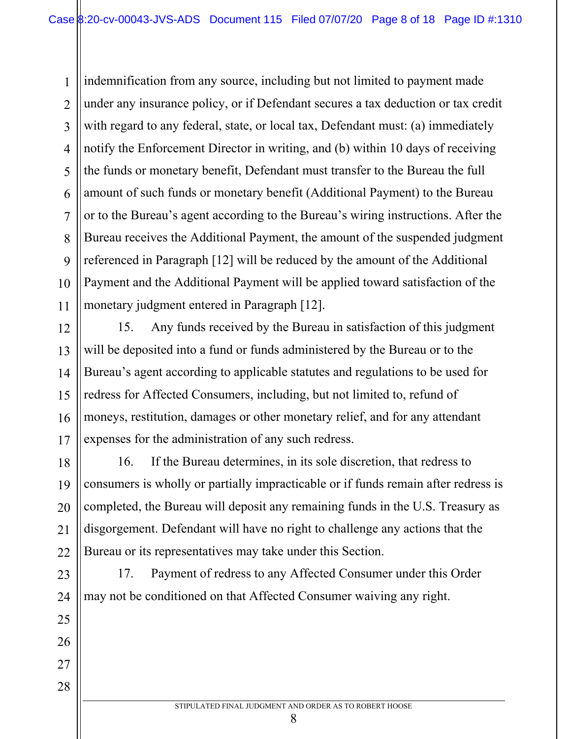indemnification from any source, including but not limited to payment made under any insurance policy, or if Defendant secures a tax deduction or tax credit with regard to any federal, state, or local tax, Defendant must: (a) immediately notify the Enforcement Director in writing, and (b) within 10 days of receiving the funds or monetary benefit, Defendant must transfer to the Bureau the full amount of such funds or monetary benefit (Additional Payment) to the Bureau or to the Bureau's agent according to the Bureau's wiring instructions. After the Bureau receives the Additional Payment, the amount of the suspended judgment referenced in Paragraph [12] will be reduced by the amount of the Additional Payment and the Additional Payment will be applied toward satisfaction of the monetary judgment entered in Paragraph [12].

15. Any funds received by the Bureau in satisfaction of this judgment will be deposited into a fund or funds administered by the Bureau or to the Bureau's agent according to applicable statutes and regulations to be used for redress for Affected Consumers, including, but not limited to, refund of moneys, restitution, damages or other monetary relief, and for any attendant expenses for the administration of any such redress.

16. If the Bureau determines, in its sole discretion, that redress to consumers is wholly or partially impracticable or if funds remain after redress is completed, the Bureau will deposit any remaining funds in the U.S. Treasury as disgorgement. Defendant will have no right to challenge any actions that the Bureau or its representatives may take under this Section.

17. Payment of redress to any Affected Consumer under this Order may not be conditioned on that Affected Consumer waiving any right.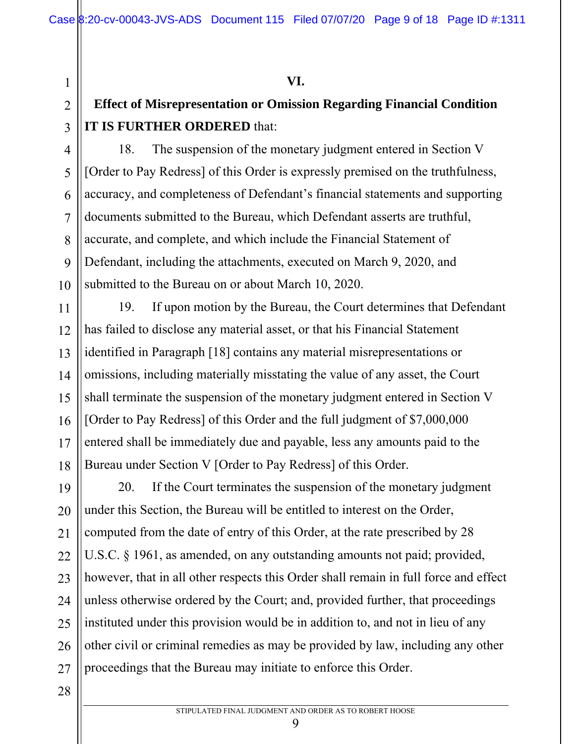## VI.

## Effect of Misrepresentation or Omission Regarding Financial Condition

**IT IS FURTHER ORDERED** that:

18. The suspension of the monetary judgment entered in Section V [Order to Pay Redress] of this Order is expressly premised on the truthfulness, accuracy, and completeness of Defendant's financial statements and supporting documents submitted to the Bureau, which Defendant asserts are truthful, accurate, and complete, and which include the Financial Statement of Defendant, including the attachments, executed on March 9, 2020, and submitted to the Bureau on or about March 10, 2020.

19. If upon motion by the Bureau, the Court determines that Defendant has failed to disclose any material asset, or that his Financial Statement identified in Paragraph [18] contains any material misrepresentations or omissions, including materially misstating the value of any asset, the Court shall terminate the suspension of the monetary judgment entered in Section V [Order to Pay Redress] of this Order and the full judgment of $7,000,000 entered shall be immediately due and payable, less any amounts paid to the Bureau under Section V [Order to Pay Redress] of this Order.

20. If the Court terminates the suspension of the monetary judgment under this Section, the Bureau will be entitled to interest on the Order, computed from the date of entry of this Order, at the rate prescribed by 28 U.S.C. § 1961, as amended, on any outstanding amounts not paid; provided, however, that in all other respects this Order shall remain in full force and effect unless otherwise ordered by the Court; and, provided further, that proceedings instituted under this provision would be in addition to, and not in lieu of any other civil or criminal remedies as may be provided by law, including any other proceedings that the Bureau may initiate to enforce this Order.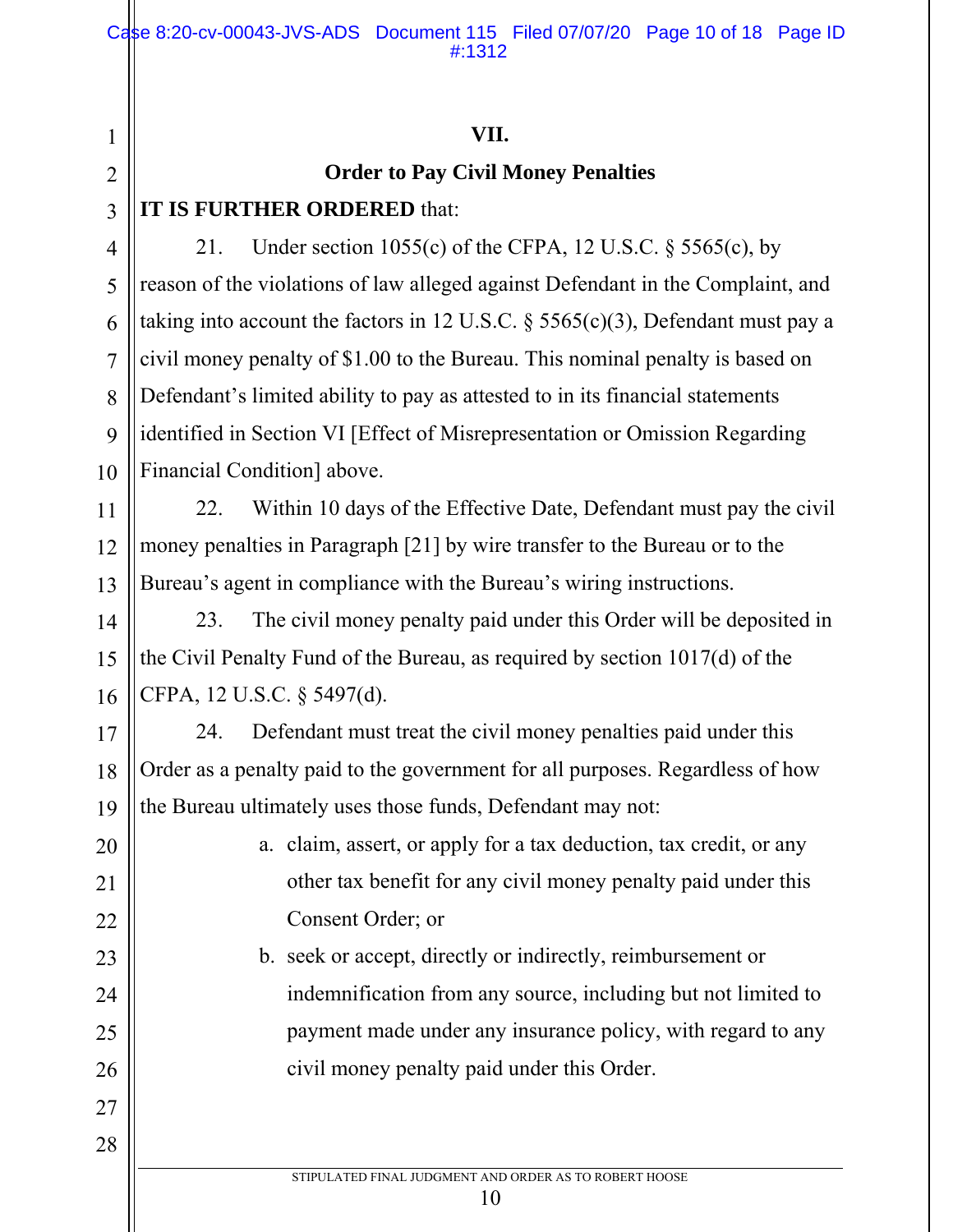## VII.

## Order to Pay Civil Money Penalties

**IT IS FURTHER ORDERED** that:

21. Under section 1055(c) of the CFPA, 12 U.S.C. § 5565(c), by reason of the violations of law alleged against Defendant in the Complaint, and taking into account the factors in 12 U.S.C. § 5565(c)(3), Defendant must pay a civil money penalty of $1.00 to the Bureau. This nominal penalty is based on Defendant's limited ability to pay as attested to in its financial statements identified in Section VI [Effect of Misrepresentation or Omission Regarding Financial Condition] above.

22. Within 10 days of the Effective Date, Defendant must pay the civil money penalties in Paragraph [21] by wire transfer to the Bureau or to the Bureau's agent in compliance with the Bureau's wiring instructions.

23. The civil money penalty paid under this Order will be deposited in the Civil Penalty Fund of the Bureau, as required by section 1017(d) of the CFPA, 12 U.S.C. § 5497(d).

24. Defendant must treat the civil money penalties paid under this Order as a penalty paid to the government for all purposes. Regardless of how the Bureau ultimately uses those funds, Defendant may not:

a. claim, assert, or apply for a tax deduction, tax credit, or any other tax benefit for any civil money penalty paid under this Consent Order; or

b. seek or accept, directly or indirectly, reimbursement or indemnification from any source, including but not limited to payment made under any insurance policy, with regard to any civil money penalty paid under this Order.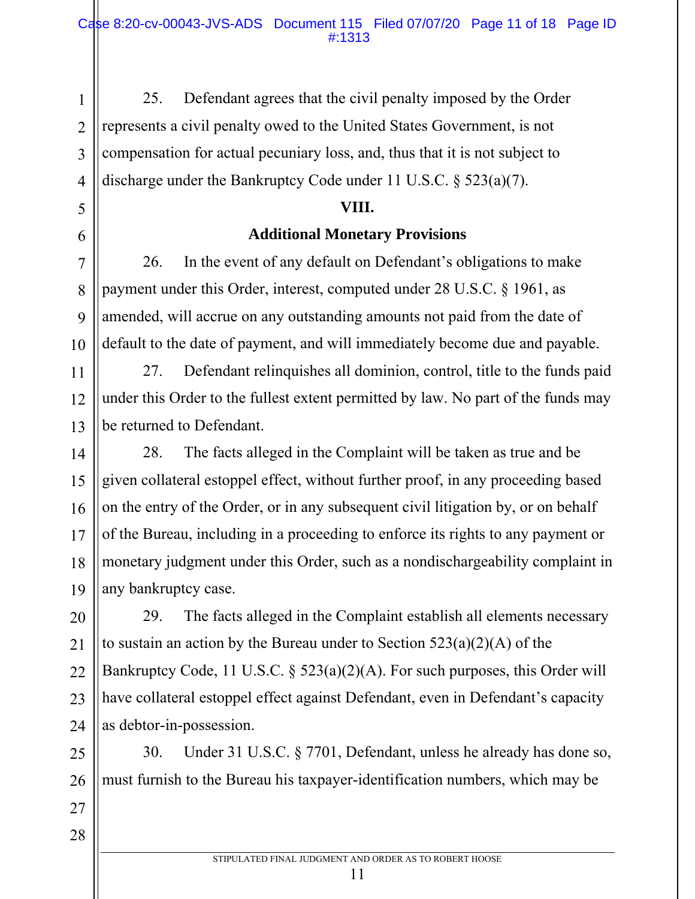25. Defendant agrees that the civil penalty imposed by the Order represents a civil penalty owed to the United States Government, is not compensation for actual pecuniary loss, and, thus that it is not subject to discharge under the Bankruptcy Code under 11 U.S.C. § 523(a)(7).

## VIII.

## Additional Monetary Provisions

26. In the event of any default on Defendant's obligations to make payment under this Order, interest, computed under 28 U.S.C. § 1961, as amended, will accrue on any outstanding amounts not paid from the date of default to the date of payment, and will immediately become due and payable.

27. Defendant relinquishes all dominion, control, title to the funds paid under this Order to the fullest extent permitted by law. No part of the funds may be returned to Defendant.

28. The facts alleged in the Complaint will be taken as true and be given collateral estoppel effect, without further proof, in any proceeding based on the entry of the Order, or in any subsequent civil litigation by, or on behalf of the Bureau, including in a proceeding to enforce its rights to any payment or monetary judgment under this Order, such as a nondischargeability complaint in any bankruptcy case.

29. The facts alleged in the Complaint establish all elements necessary to sustain an action by the Bureau under to Section 523(a)(2)(A) of the Bankruptcy Code, 11 U.S.C. § 523(a)(2)(A). For such purposes, this Order will have collateral estoppel effect against Defendant, even in Defendant's capacity as debtor-in-possession.

30. Under 31 U.S.C. § 7701, Defendant, unless he already has done so, must furnish to the Bureau his taxpayer-identification numbers, which may be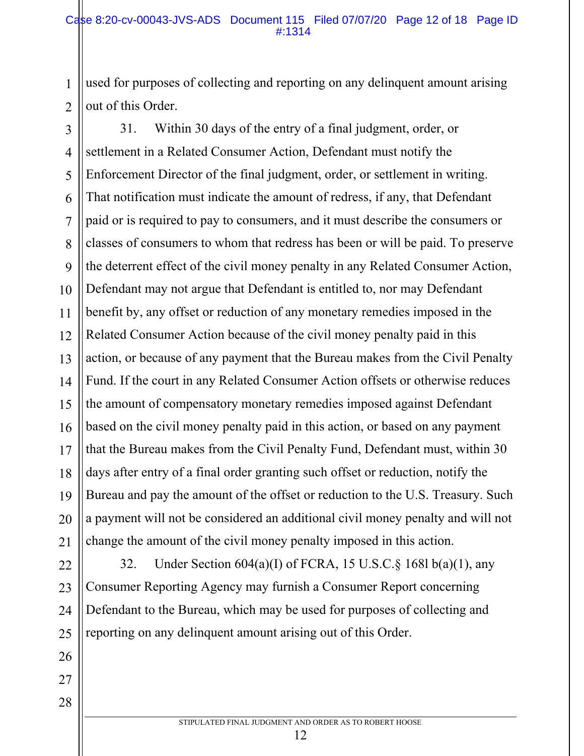used for purposes of collecting and reporting on any delinquent amount arising out of this Order.

31. Within 30 days of the entry of a final judgment, order, or settlement in a Related Consumer Action, Defendant must notify the Enforcement Director of the final judgment, order, or settlement in writing. That notification must indicate the amount of redress, if any, that Defendant paid or is required to pay to consumers, and it must describe the consumers or classes of consumers to whom that redress has been or will be paid. To preserve the deterrent effect of the civil money penalty in any Related Consumer Action, Defendant may not argue that Defendant is entitled to, nor may Defendant benefit by, any offset or reduction of any monetary remedies imposed in the Related Consumer Action because of the civil money penalty paid in this action, or because of any payment that the Bureau makes from the Civil Penalty Fund. If the court in any Related Consumer Action offsets or otherwise reduces the amount of compensatory monetary remedies imposed against Defendant based on the civil money penalty paid in this action, or based on any payment that the Bureau makes from the Civil Penalty Fund, Defendant must, within 30 days after entry of a final order granting such offset or reduction, notify the Bureau and pay the amount of the offset or reduction to the U.S. Treasury. Such a payment will not be considered an additional civil money penalty and will not change the amount of the civil money penalty imposed in this action.

32. Under Section 604(a)(I) of FCRA, 15 U.S.C.§ 168l b(a)(1), any Consumer Reporting Agency may furnish a Consumer Report concerning Defendant to the Bureau, which may be used for purposes of collecting and reporting on any delinquent amount arising out of this Order.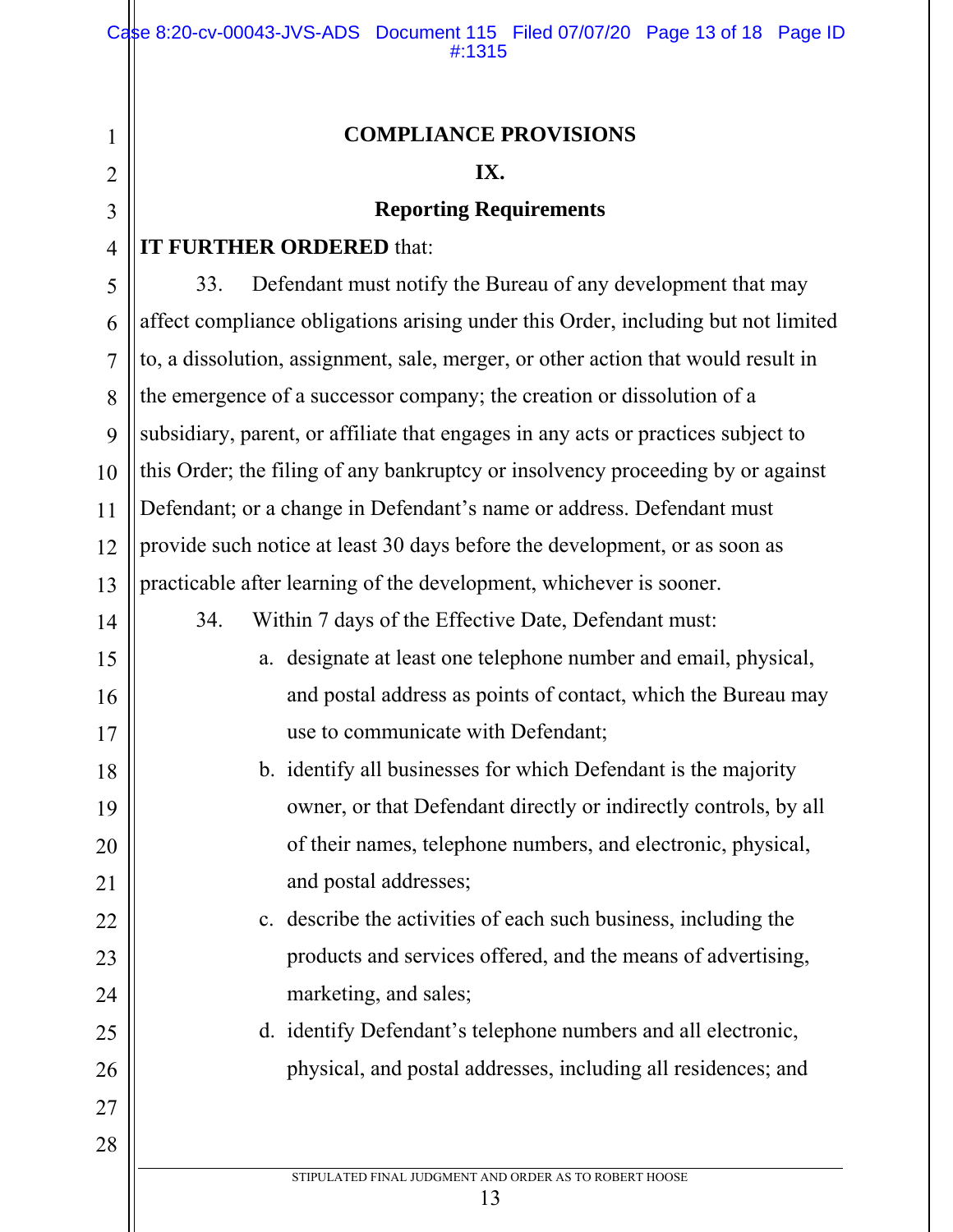## COMPLIANCE PROVISIONS

### IX.

### Reporting Requirements

**IT FURTHER ORDERED** that:

33. Defendant must notify the Bureau of any development that may affect compliance obligations arising under this Order, including but not limited to, a dissolution, assignment, sale, merger, or other action that would result in the emergence of a successor company; the creation or dissolution of a subsidiary, parent, or affiliate that engages in any acts or practices subject to this Order; the filing of any bankruptcy or insolvency proceeding by or against Defendant; or a change in Defendant's name or address. Defendant must provide such notice at least 30 days before the development, or as soon as practicable after learning of the development, whichever is sooner.

34. Within 7 days of the Effective Date, Defendant must:

a. designate at least one telephone number and email, physical, and postal address as points of contact, which the Bureau may use to communicate with Defendant;

b. identify all businesses for which Defendant is the majority owner, or that Defendant directly or indirectly controls, by all of their names, telephone numbers, and electronic, physical, and postal addresses;

c. describe the activities of each such business, including the products and services offered, and the means of advertising, marketing, and sales;

d. identify Defendant's telephone numbers and all electronic, physical, and postal addresses, including all residences; and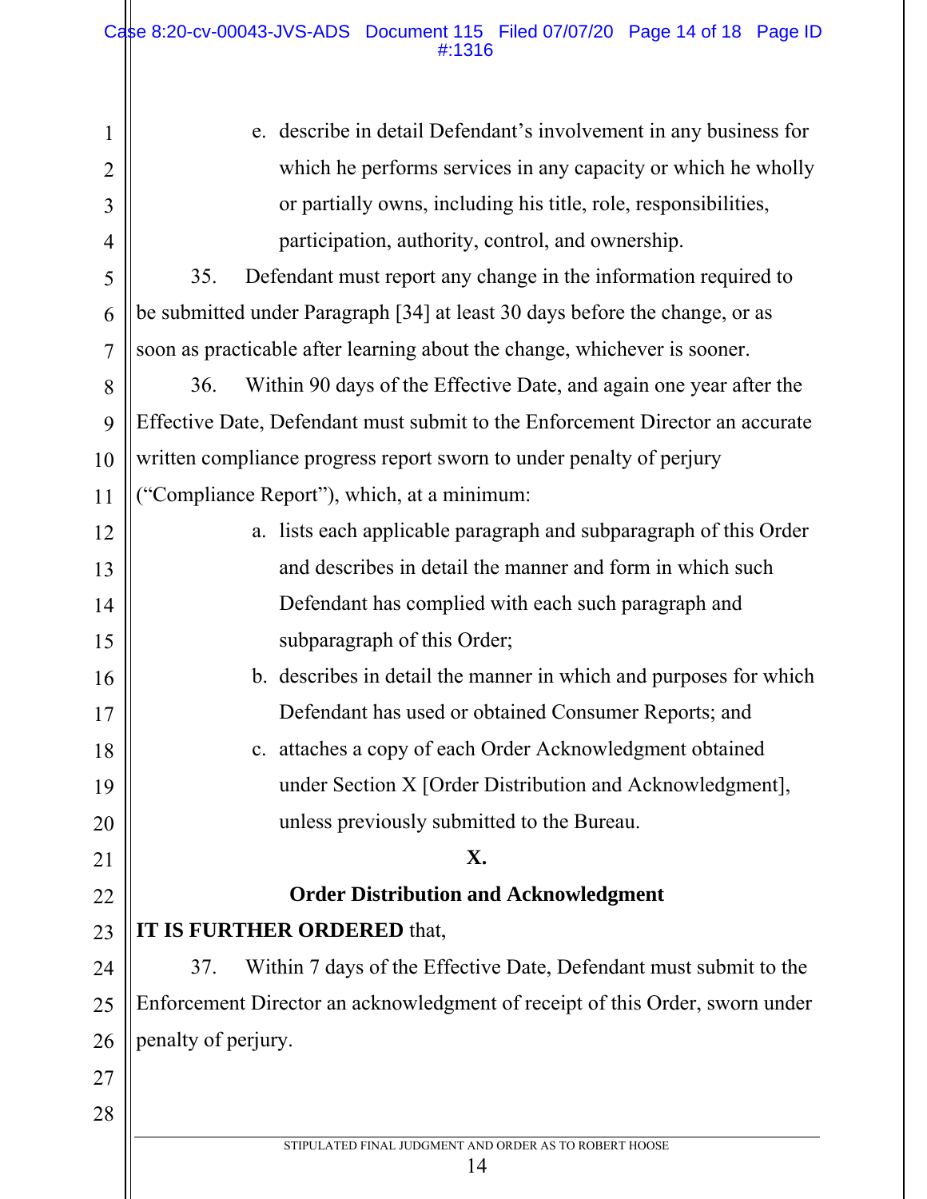e. describe in detail Defendant's involvement in any business for which he performs services in any capacity or which he wholly or partially owns, including his title, role, responsibilities, participation, authority, control, and ownership.

35. Defendant must report any change in the information required to be submitted under Paragraph [34] at least 30 days before the change, or as soon as practicable after learning about the change, whichever is sooner.

36. Within 90 days of the Effective Date, and again one year after the Effective Date, Defendant must submit to the Enforcement Director an accurate written compliance progress report sworn to under penalty of perjury ("Compliance Report"), which, at a minimum:

a. lists each applicable paragraph and subparagraph of this Order and describes in detail the manner and form in which such Defendant has complied with each such paragraph and subparagraph of this Order;

b. describes in detail the manner in which and purposes for which Defendant has used or obtained Consumer Reports; and

c. attaches a copy of each Order Acknowledgment obtained under Section X [Order Distribution and Acknowledgment], unless previously submitted to the Bureau.

## X.

## Order Distribution and Acknowledgment

**IT IS FURTHER ORDERED** that,

37. Within 7 days of the Effective Date, Defendant must submit to the Enforcement Director an acknowledgment of receipt of this Order, sworn under penalty of perjury.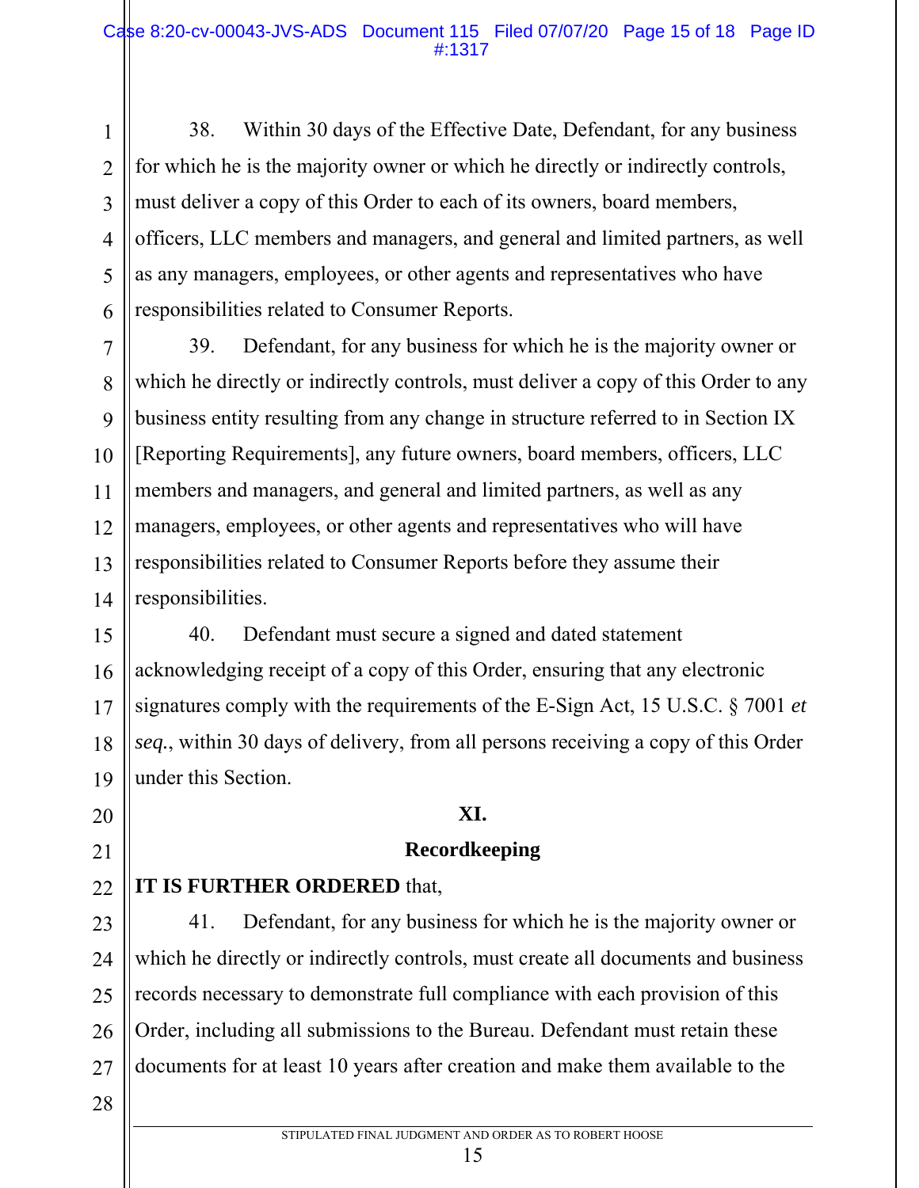38. Within 30 days of the Effective Date, Defendant, for any business for which he is the majority owner or which he directly or indirectly controls, must deliver a copy of this Order to each of its owners, board members, officers, LLC members and managers, and general and limited partners, as well as any managers, employees, or other agents and representatives who have responsibilities related to Consumer Reports.

39. Defendant, for any business for which he is the majority owner or which he directly or indirectly controls, must deliver a copy of this Order to any business entity resulting from any change in structure referred to in Section IX [Reporting Requirements], any future owners, board members, officers, LLC members and managers, and general and limited partners, as well as any managers, employees, or other agents and representatives who will have responsibilities related to Consumer Reports before they assume their responsibilities.

40. Defendant must secure a signed and dated statement acknowledging receipt of a copy of this Order, ensuring that any electronic signatures comply with the requirements of the E-Sign Act, 15 U.S.C. § 7001 *et seq.*, within 30 days of delivery, from all persons receiving a copy of this Order under this Section.

## XI.

## Recordkeeping

**IT IS FURTHER ORDERED** that,

41. Defendant, for any business for which he is the majority owner or which he directly or indirectly controls, must create all documents and business records necessary to demonstrate full compliance with each provision of this Order, including all submissions to the Bureau. Defendant must retain these documents for at least 10 years after creation and make them available to the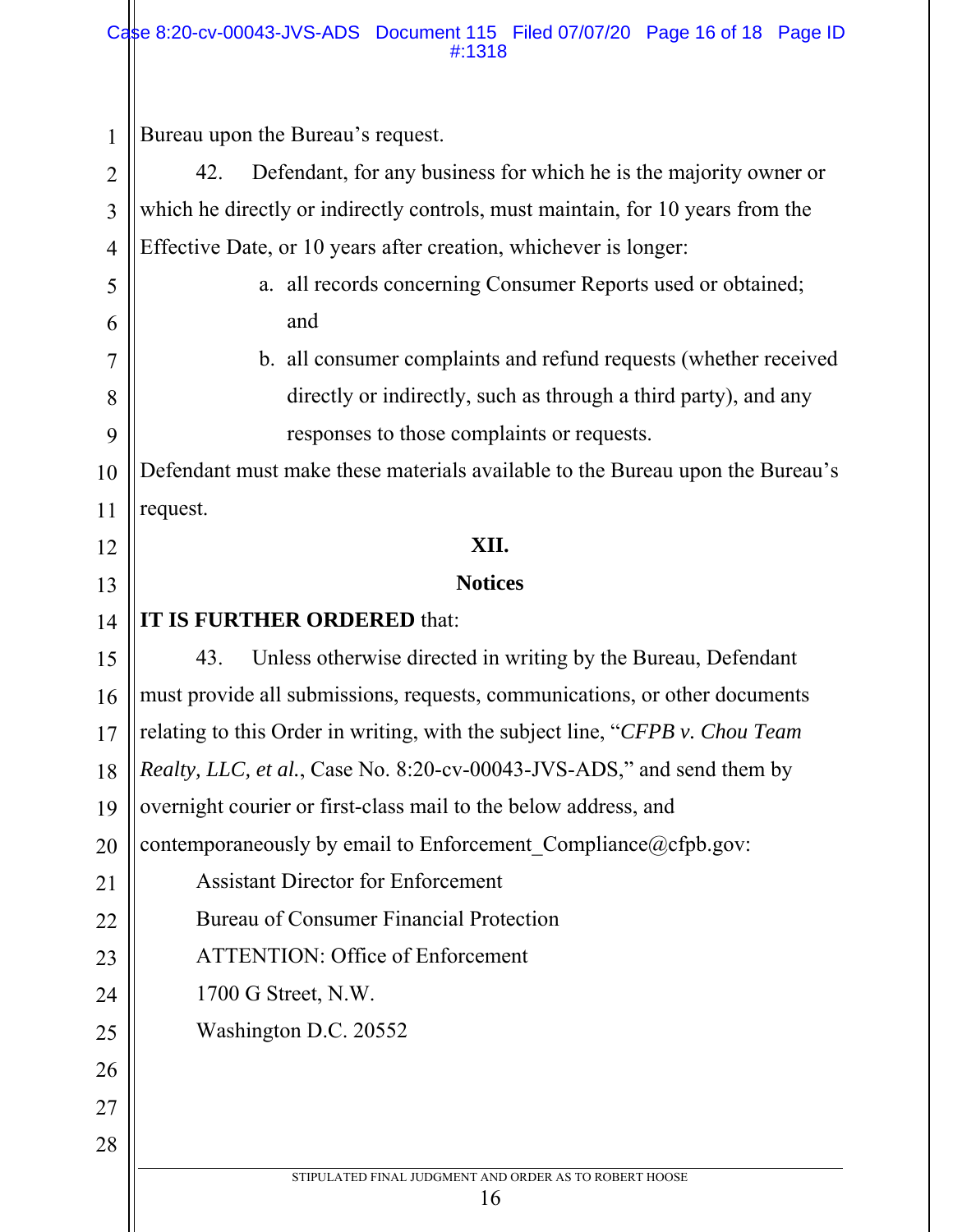Bureau upon the Bureau's request.

42. Defendant, for any business for which he is the majority owner or which he directly or indirectly controls, must maintain, for 10 years from the Effective Date, or 10 years after creation, whichever is longer:

a. all records concerning Consumer Reports used or obtained; and

b. all consumer complaints and refund requests (whether received directly or indirectly, such as through a third party), and any responses to those complaints or requests.

Defendant must make these materials available to the Bureau upon the Bureau's request.

## XII.

## Notices

**IT IS FURTHER ORDERED** that:

43. Unless otherwise directed in writing by the Bureau, Defendant must provide all submissions, requests, communications, or other documents relating to this Order in writing, with the subject line, "*CFPB v. Chou Team Realty, LLC, et al.*, Case No. 8:20-cv-00043-JVS-ADS," and send them by overnight courier or first-class mail to the below address, and contemporaneously by email to Enforcement_Compliance@cfpb.gov:

Assistant Director for Enforcement
Bureau of Consumer Financial Protection
ATTENTION: Office of Enforcement
1700 G Street, N.W.
Washington D.C. 20552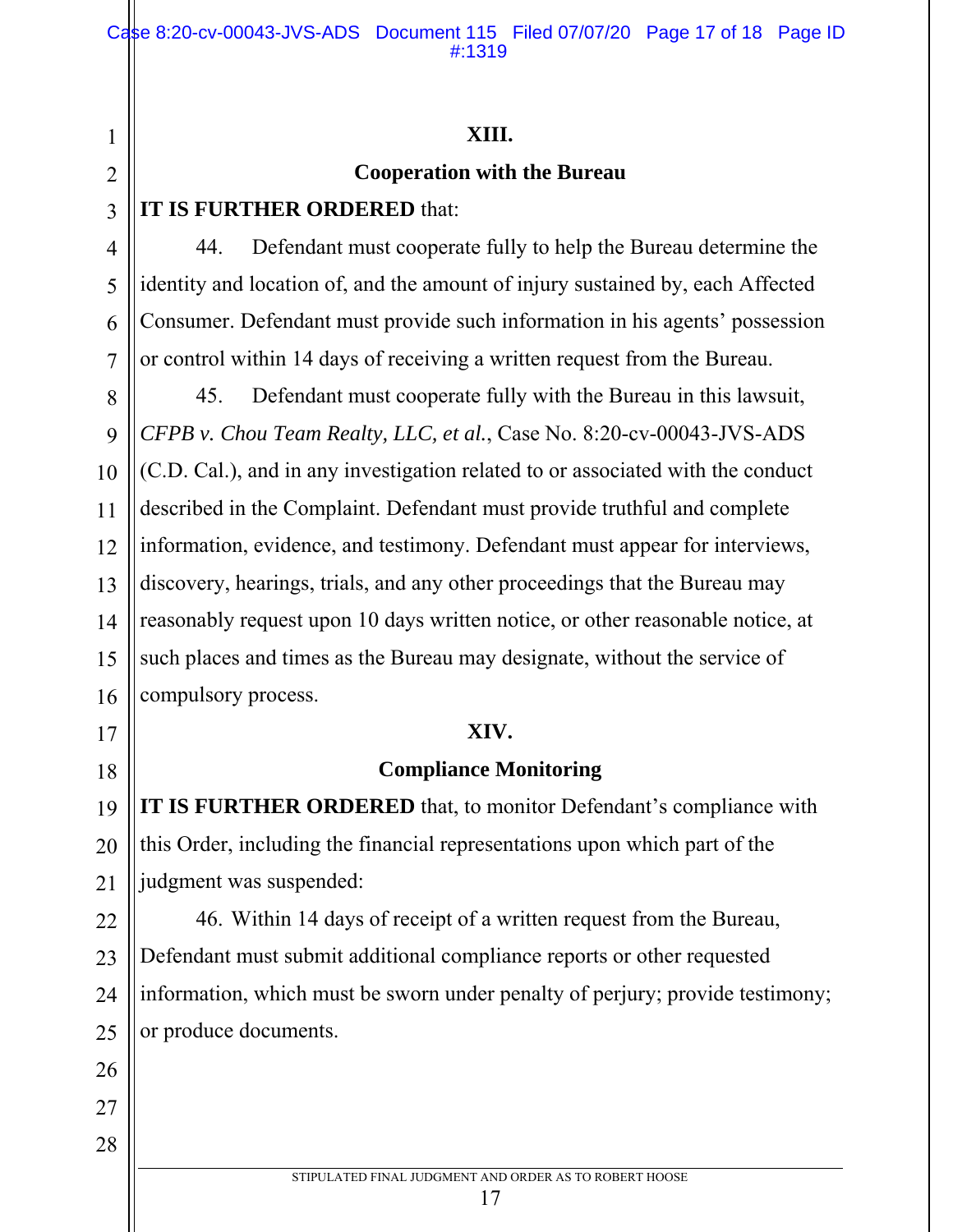## XIII.

## Cooperation with the Bureau

**IT IS FURTHER ORDERED** that:

44. Defendant must cooperate fully to help the Bureau determine the identity and location of, and the amount of injury sustained by, each Affected Consumer. Defendant must provide such information in his agents' possession or control within 14 days of receiving a written request from the Bureau.

45. Defendant must cooperate fully with the Bureau in this lawsuit, *CFPB v. Chou Team Realty, LLC, et al.*, Case No. 8:20-cv-00043-JVS-ADS (C.D. Cal.), and in any investigation related to or associated with the conduct described in the Complaint. Defendant must provide truthful and complete information, evidence, and testimony. Defendant must appear for interviews, discovery, hearings, trials, and any other proceedings that the Bureau may reasonably request upon 10 days written notice, or other reasonable notice, at such places and times as the Bureau may designate, without the service of compulsory process.

## XIV.

## Compliance Monitoring

**IT IS FURTHER ORDERED** that, to monitor Defendant's compliance with this Order, including the financial representations upon which part of the judgment was suspended:

46. Within 14 days of receipt of a written request from the Bureau, Defendant must submit additional compliance reports or other requested information, which must be sworn under penalty of perjury; provide testimony; or produce documents.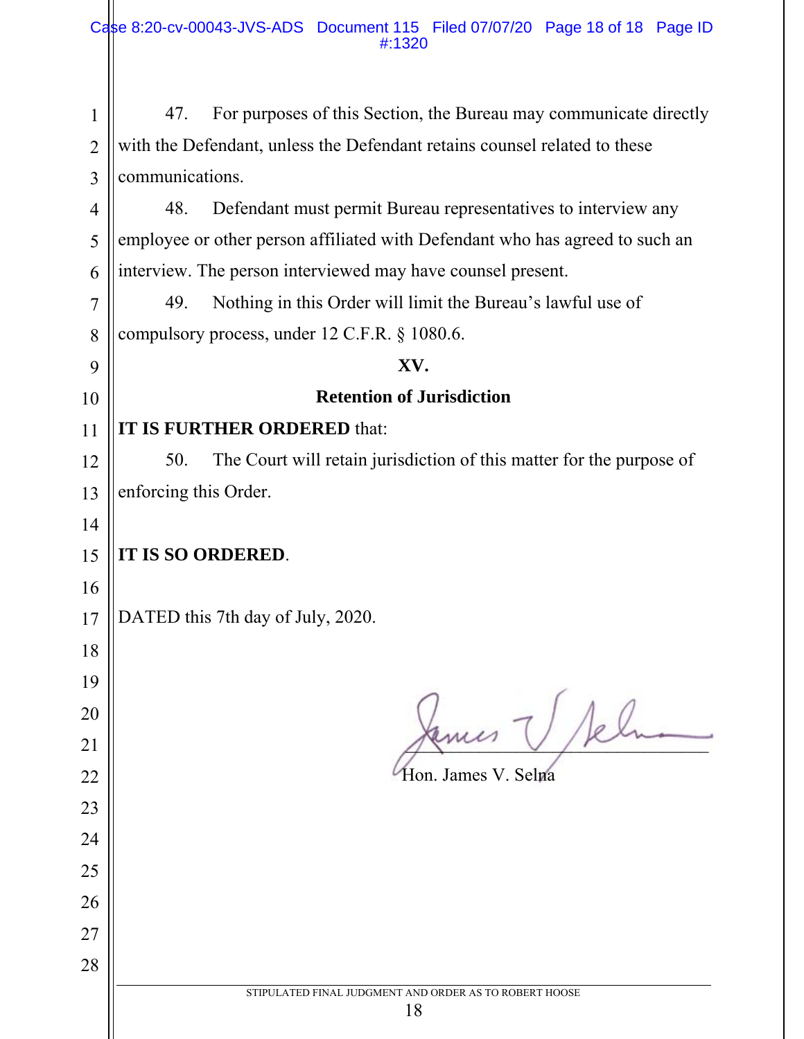47. For purposes of this Section, the Bureau may communicate directly with the Defendant, unless the Defendant retains counsel related to these communications.

48. Defendant must permit Bureau representatives to interview any employee or other person affiliated with Defendant who has agreed to such an interview. The person interviewed may have counsel present.

49. Nothing in this Order will limit the Bureau's lawful use of compulsory process, under 12 C.F.R. § 1080.6.

## XV.

## Retention of Jurisdiction

**IT IS FURTHER ORDERED** that:

50. The Court will retain jurisdiction of this matter for the purpose of enforcing this Order.

**IT IS SO ORDERED**.

DATED this 7th day of July, 2020.

Hon. James V. Selna

STIPULATED FINAL JUDGMENT AND ORDER AS TO ROBERT HOOSE